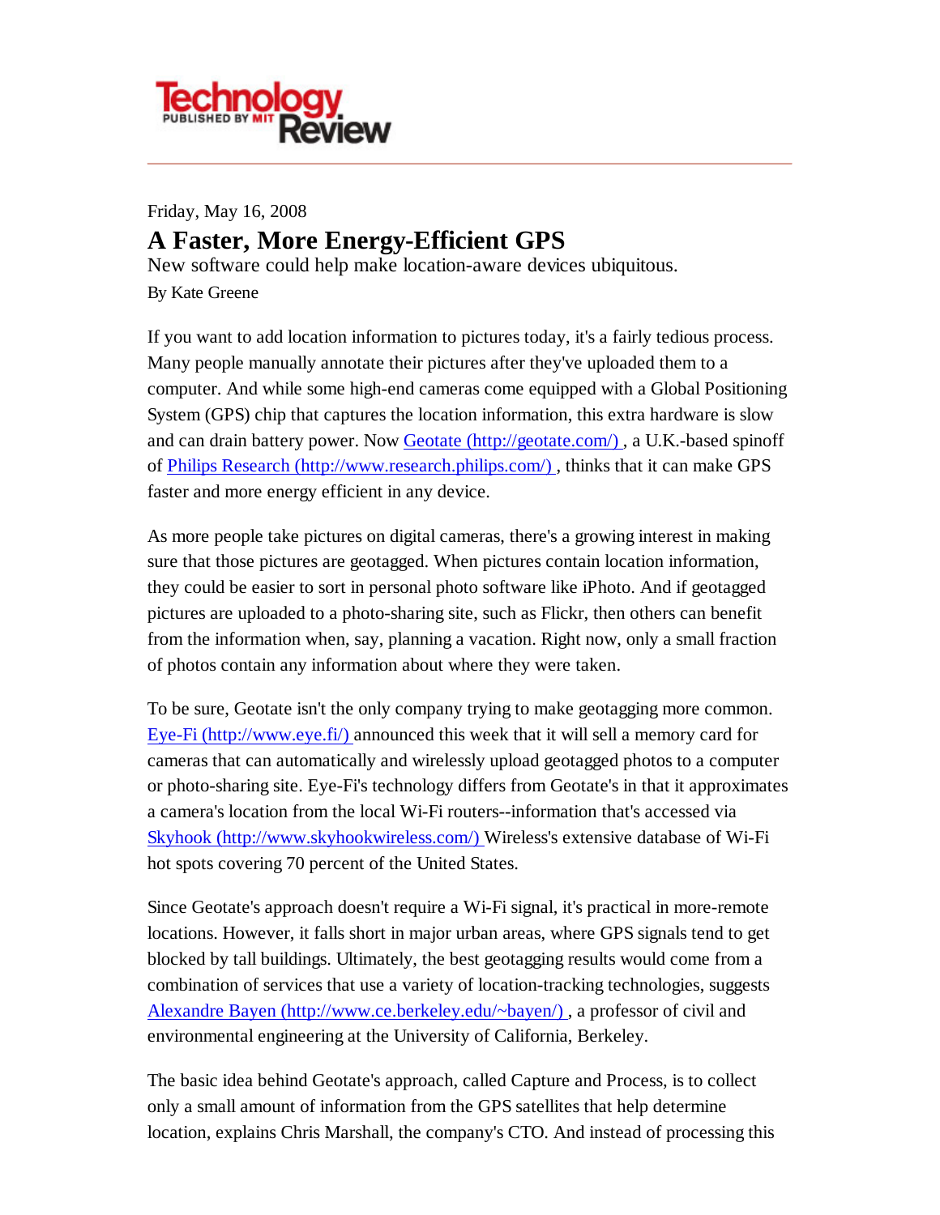Friday, May 16, 2008

# A Faster, More Energy-Efficient GPS

New software could help make location-aware devices ubiquitous.

By Kate Greene

If you want to add location information to pictures today, it's a fairly tedious process. Many people manually annotate their pictures after they've uploaded them to a computer. And while some high-end cameras come equipped with a Global Positioning System (GPS) chip that captures the location information, this extra hardware is slow and can drain battery power. Now Geotate (http://geotate.com/) , a U.K.-based spinoff of Philips Research (http://www.research.philips.com/) , thinks that it can make GPS faster and more energy efficient in any device.

As more people take pictures on digital cameras, there's a growing interest in making sure that those pictures are geotagged. When pictures contain location information, they could be easier to sort in personal photo software like iPhoto. And if geotagged pictures are uploaded to a photo-sharing site, such as Flickr, then others can benefit from the information when, say, planning a vacation. Right now, only a small fraction of photos contain any information about where they were taken.

To be sure, Geotate isn't the only company trying to make geotagging more common. Eye-Fi (http://www.eye.fi/) announced this week that it will sell a memory card for cameras that can automatically and wirelessly upload geotagged photos to a computer or photo-sharing site. Eye-Fi's technology differs from Geotate's in that it approximates a camera's location from the local Wi-Fi routers--information that's accessed via Skyhook (http://www.skyhookwireless.com/) Wireless's extensive database of Wi-Fi hot spots covering 70 percent of the United States.

Since Geotate's approach doesn't require a Wi-Fi signal, it's practical in more-remote locations. However, it falls short in major urban areas, where GPS signals tend to get blocked by tall buildings. Ultimately, the best geotagging results would come from a combination of services that use a variety of location-tracking technologies, suggests Alexandre Bayen (http://www.ce.berkeley.edu/~bayen/) , a professor of civil and environmental engineering at the University of California, Berkeley.

The basic idea behind Geotate's approach, called Capture and Process, is to collect only a small amount of information from the GPS satellites that help determine location, explains Chris Marshall, the company's CTO. And instead of processing this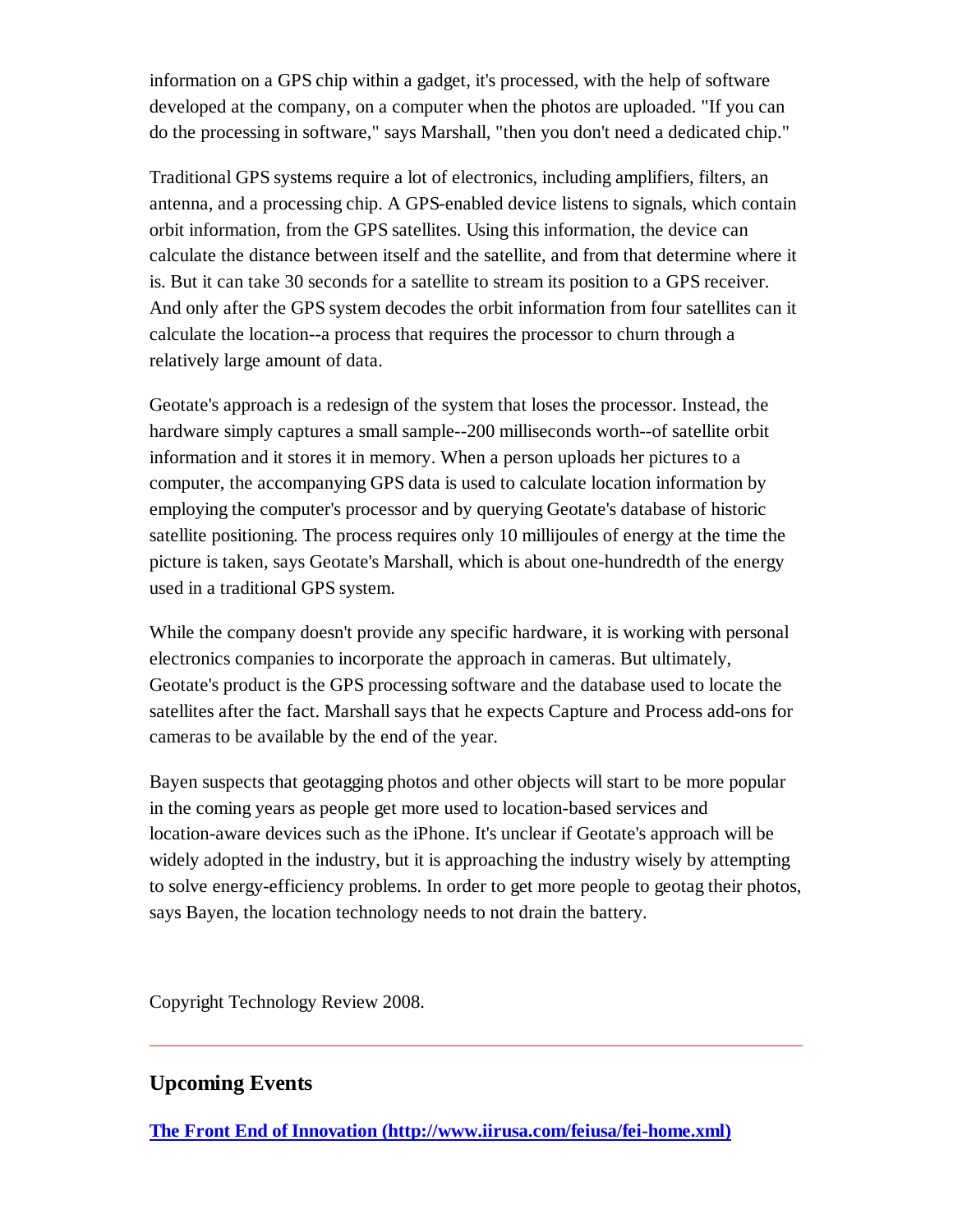information on a GPS chip within a gadget, it's processed, with the help of software developed at the company, on a computer when the photos are uploaded. "If you can do the processing in software," says Marshall, "then you don't need a dedicated chip."

Traditional GPS systems require a lot of electronics, including amplifiers, filters, an antenna, and a processing chip. A GPS-enabled device listens to signals, which contain orbit information, from the GPS satellites. Using this information, the device can calculate the distance between itself and the satellite, and from that determine where it is. But it can take 30 seconds for a satellite to stream its position to a GPS receiver. And only after the GPS system decodes the orbit information from four satellites can it calculate the location--a process that requires the processor to churn through a relatively large amount of data.

Geotate's approach is a redesign of the system that loses the processor. Instead, the hardware simply captures a small sample--200 milliseconds worth--of satellite orbit information and it stores it in memory. When a person uploads her pictures to a computer, the accompanying GPS data is used to calculate location information by employing the computer's processor and by querying Geotate's database of historic satellite positioning. The process requires only 10 millijoules of energy at the time the picture is taken, says Geotate's Marshall, which is about one-hundredth of the energy used in a traditional GPS system.

While the company doesn't provide any specific hardware, it is working with personal electronics companies to incorporate the approach in cameras. But ultimately, Geotate's product is the GPS processing software and the database used to locate the satellites after the fact. Marshall says that he expects Capture and Process add-ons for cameras to be available by the end of the year.

Bayen suspects that geotagging photos and other objects will start to be more popular in the coming years as people get more used to location-based services and location-aware devices such as the iPhone. It's unclear if Geotate's approach will be widely adopted in the industry, but it is approaching the industry wisely by attempting to solve energy-efficiency problems. In order to get more people to geotag their photos, says Bayen, the location technology needs to not drain the battery.

Copyright Technology Review 2008.

---

## Upcoming Events

**[The Front End of Innovation (http://www.iirusa.com/feiusa/fei-home.xml)](http://www.iirusa.com/feiusa/fei-home.xml)**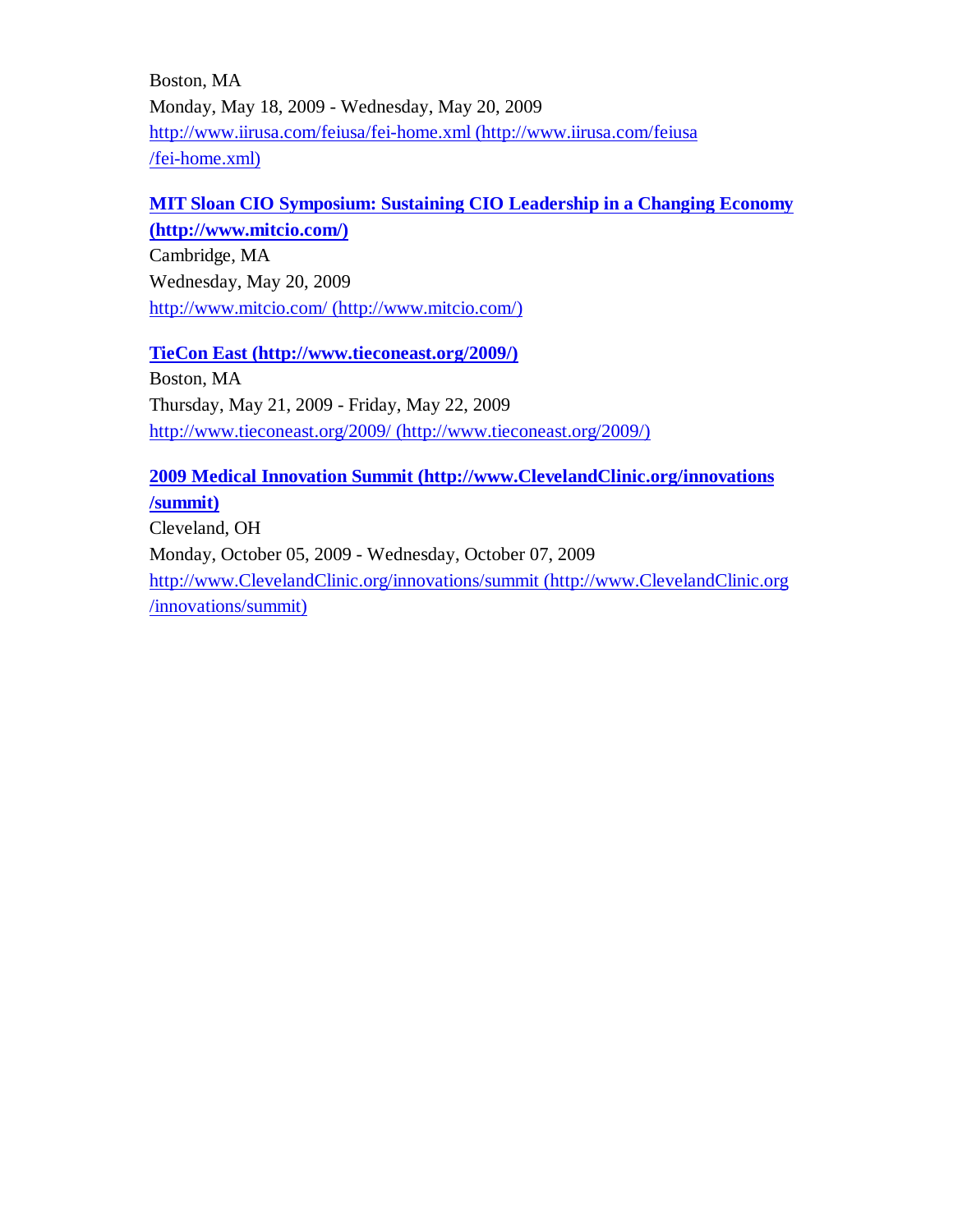Boston, MA
Monday, May 18, 2009 - Wednesday, May 20, 2009
http://www.iirusa.com/feiusa/fei-home.xml (http://www.iirusa.com/feiusa/fei-home.xml)

**MIT Sloan CIO Symposium: Sustaining CIO Leadership in a Changing Economy (http://www.mitcio.com/)**
Cambridge, MA
Wednesday, May 20, 2009
http://www.mitcio.com/ (http://www.mitcio.com/)

**TieCon East (http://www.tieconeast.org/2009/)**
Boston, MA
Thursday, May 21, 2009 - Friday, May 22, 2009
http://www.tieconeast.org/2009/ (http://www.tieconeast.org/2009/)

**2009 Medical Innovation Summit (http://www.ClevelandClinic.org/innovations/summit)**
Cleveland, OH
Monday, October 05, 2009 - Wednesday, October 07, 2009
http://www.ClevelandClinic.org/innovations/summit (http://www.ClevelandClinic.org/innovations/summit)